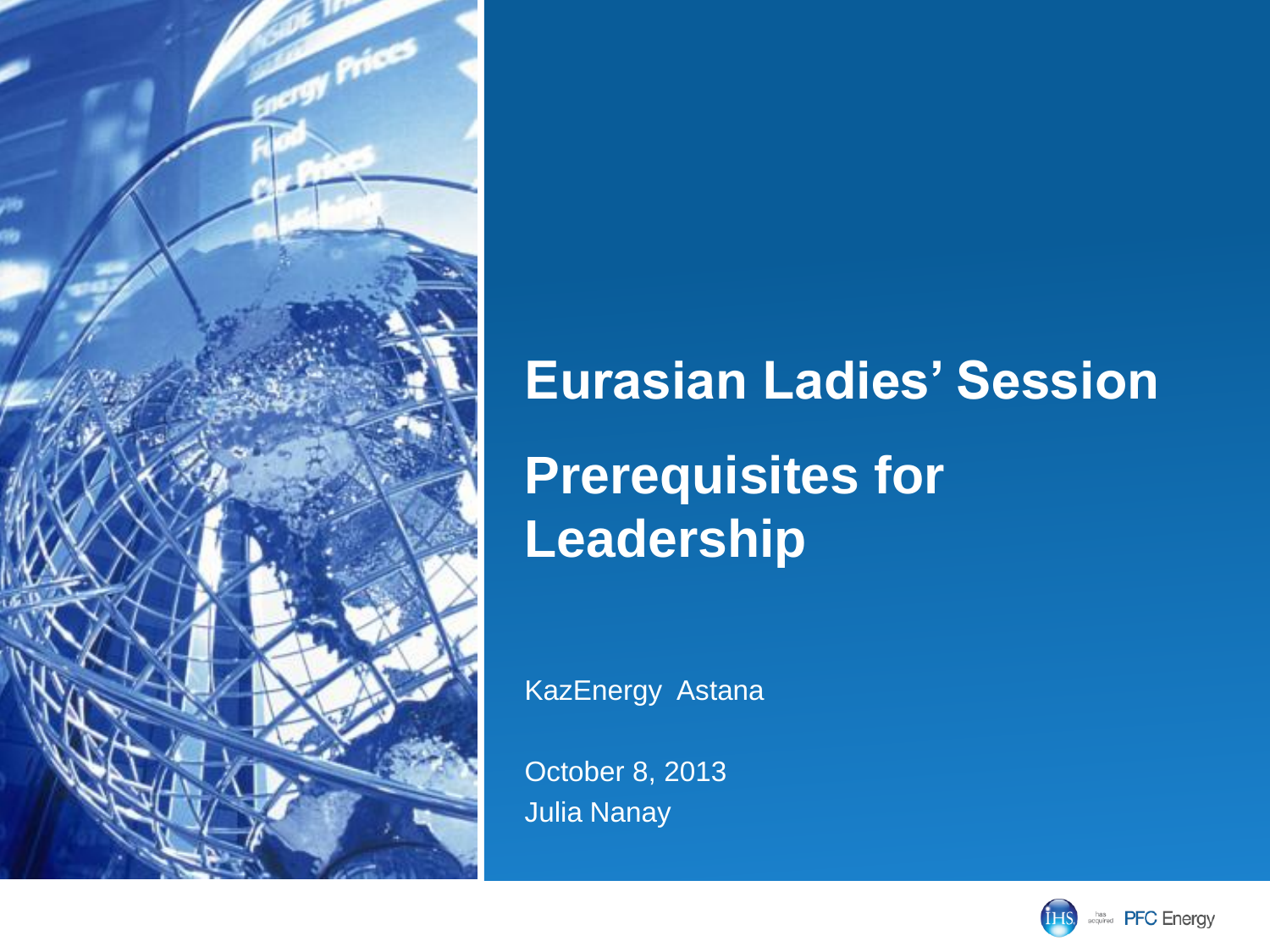# Eurasian Ladies' Session

# Prerequisites for Leadership

KazEnergy Astana

October 8, 2013

Julia Nanay

IHS has acquired PFC Energy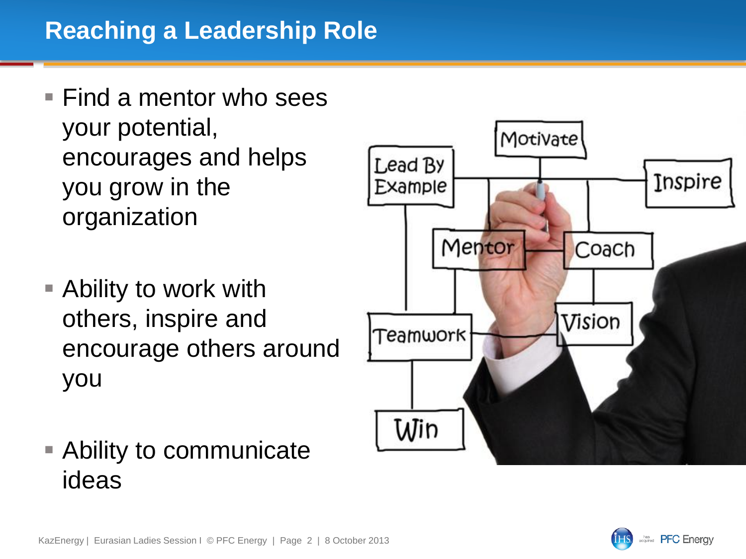# Reaching a Leadership Role

- Find a mentor who sees your potential, encourages and helps you grow in the organization
- Ability to work with others, inspire and encourage others around you
- Ability to communicate ideas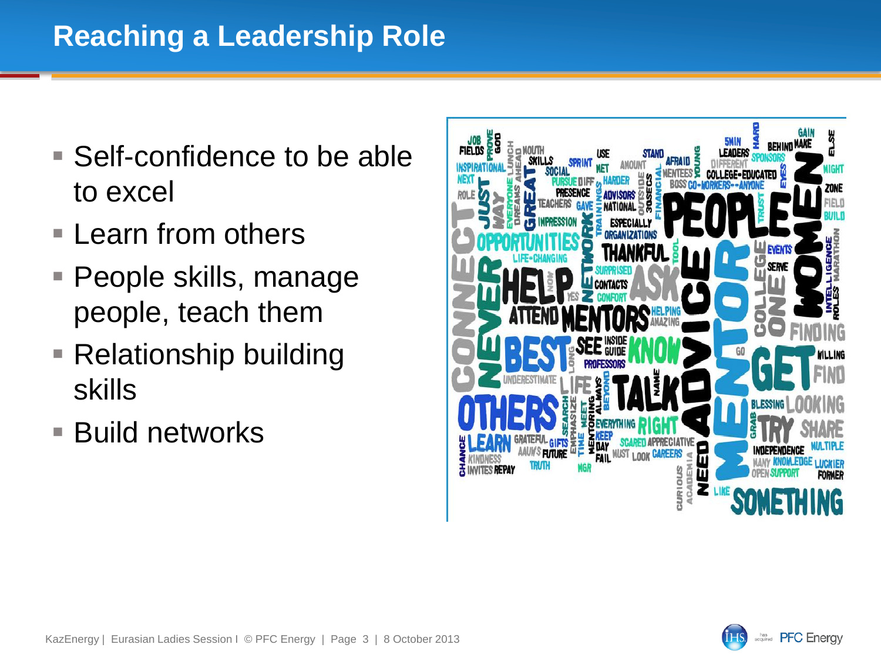# Reaching a Leadership Role

- Self-confidence to be able to excel
- Learn from others
- People skills, manage people, teach them
- Relationship building skills
- Build networks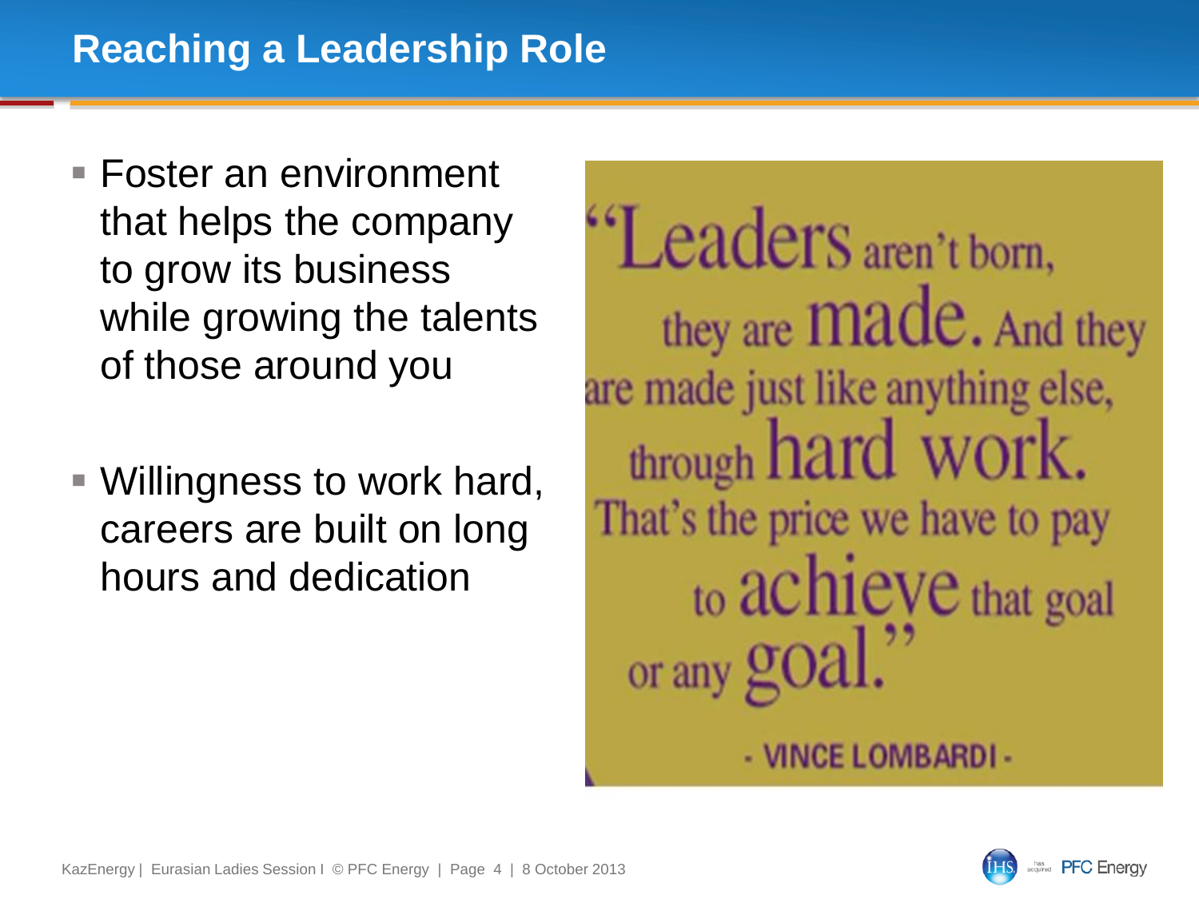# Reaching a Leadership Role

- Foster an environment that helps the company to grow its business while growing the talents of those around you
- Willingness to work hard, careers are built on long hours and dedication

"Leaders aren't born, they are made. And they are made just like anything else, through hard work. That's the price we have to pay to achieve that goal or any goal."

- VINCE LOMBARDI -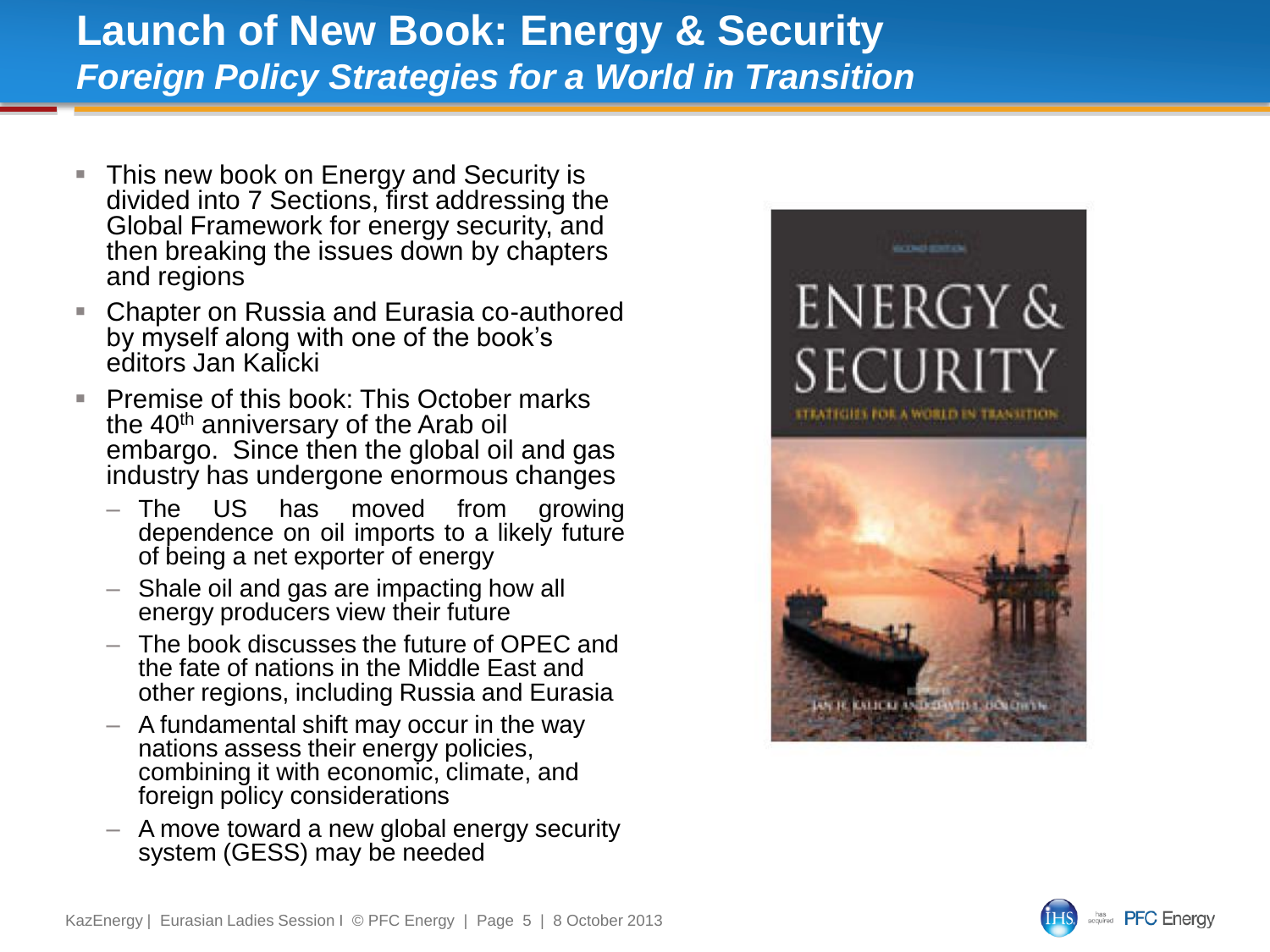# Launch of New Book: Energy & Security

## *Foreign Policy Strategies for a World in Transition*

- This new book on Energy and Security is divided into 7 Sections, first addressing the Global Framework for energy security, and then breaking the issues down by chapters and regions
- Chapter on Russia and Eurasia co-authored by myself along with one of the book's editors Jan Kalicki
- Premise of this book: This October marks the 40th anniversary of the Arab oil embargo. Since then the global oil and gas industry has undergone enormous changes
  - The US has moved from growing dependence on oil imports to a likely future of being a net exporter of energy
  - Shale oil and gas are impacting how all energy producers view their future
  - The book discusses the future of OPEC and the fate of nations in the Middle East and other regions, including Russia and Eurasia
  - A fundamental shift may occur in the way nations assess their energy policies, combining it with economic, climate, and foreign policy considerations
  - A move toward a new global energy security system (GESS) may be needed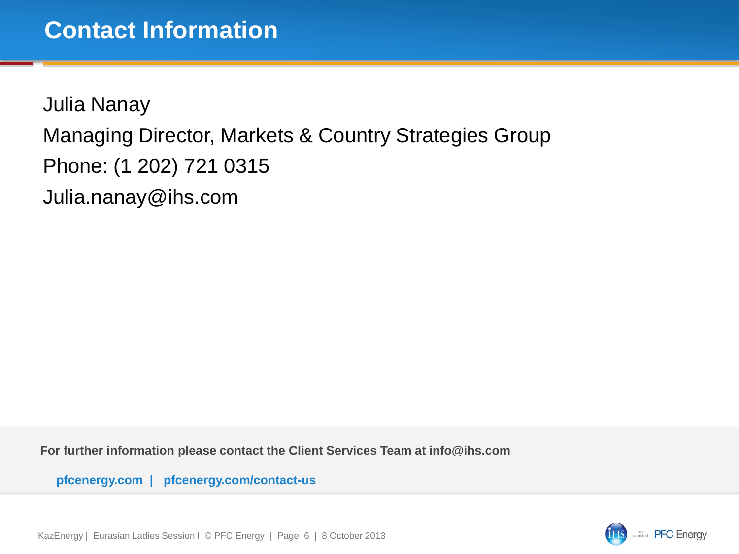# Contact Information

Julia Nanay

Managing Director, Markets & Country Strategies Group

Phone: (1 202) 721 0315

Julia.nanay@ihs.com

**For further information please contact the Client Services Team at info@ihs.com**

**pfcenergy.com | pfcenergy.com/contact-us**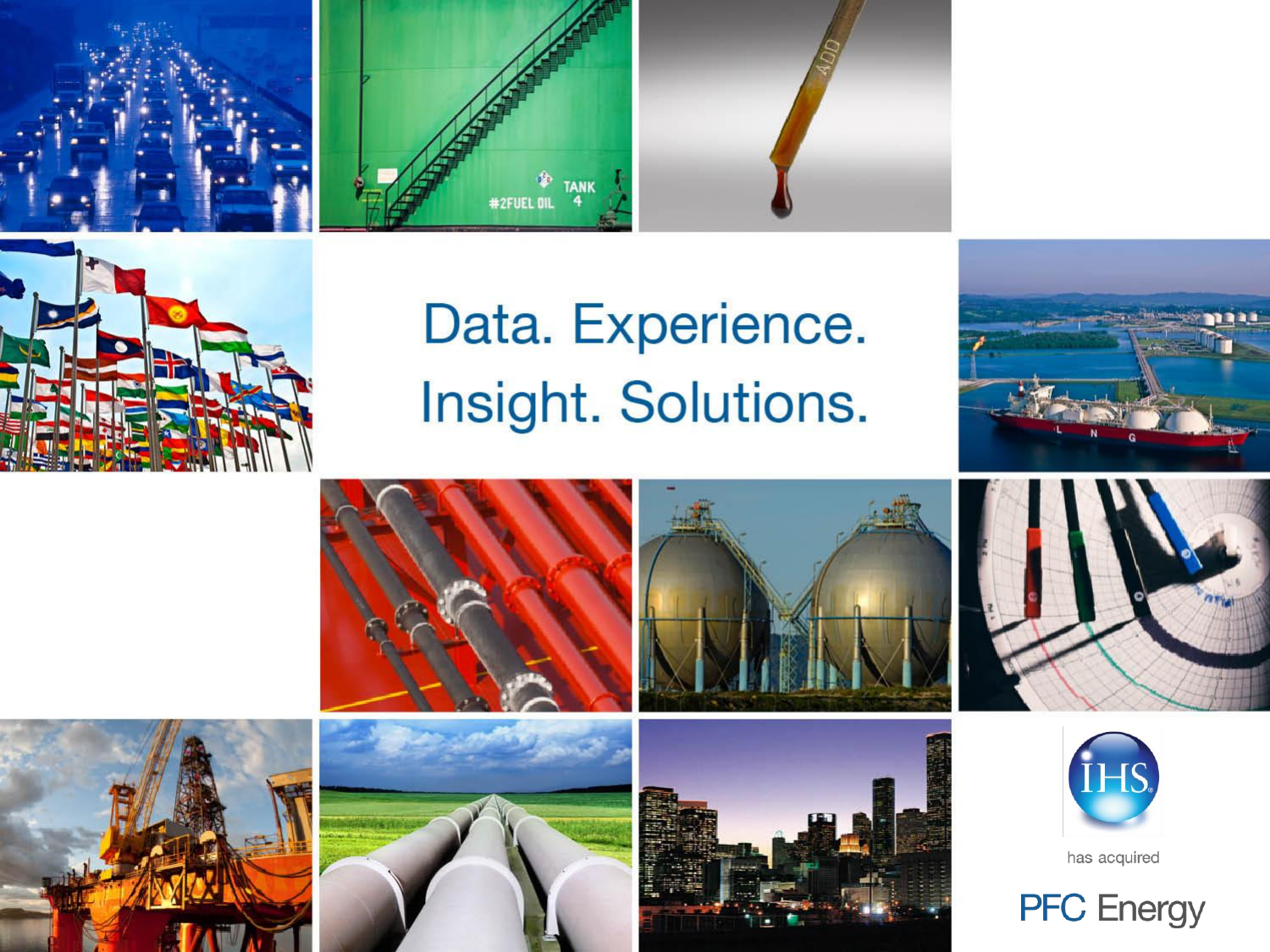Data. Experience.
Insight. Solutions.

IHS

has acquired

PFC Energy